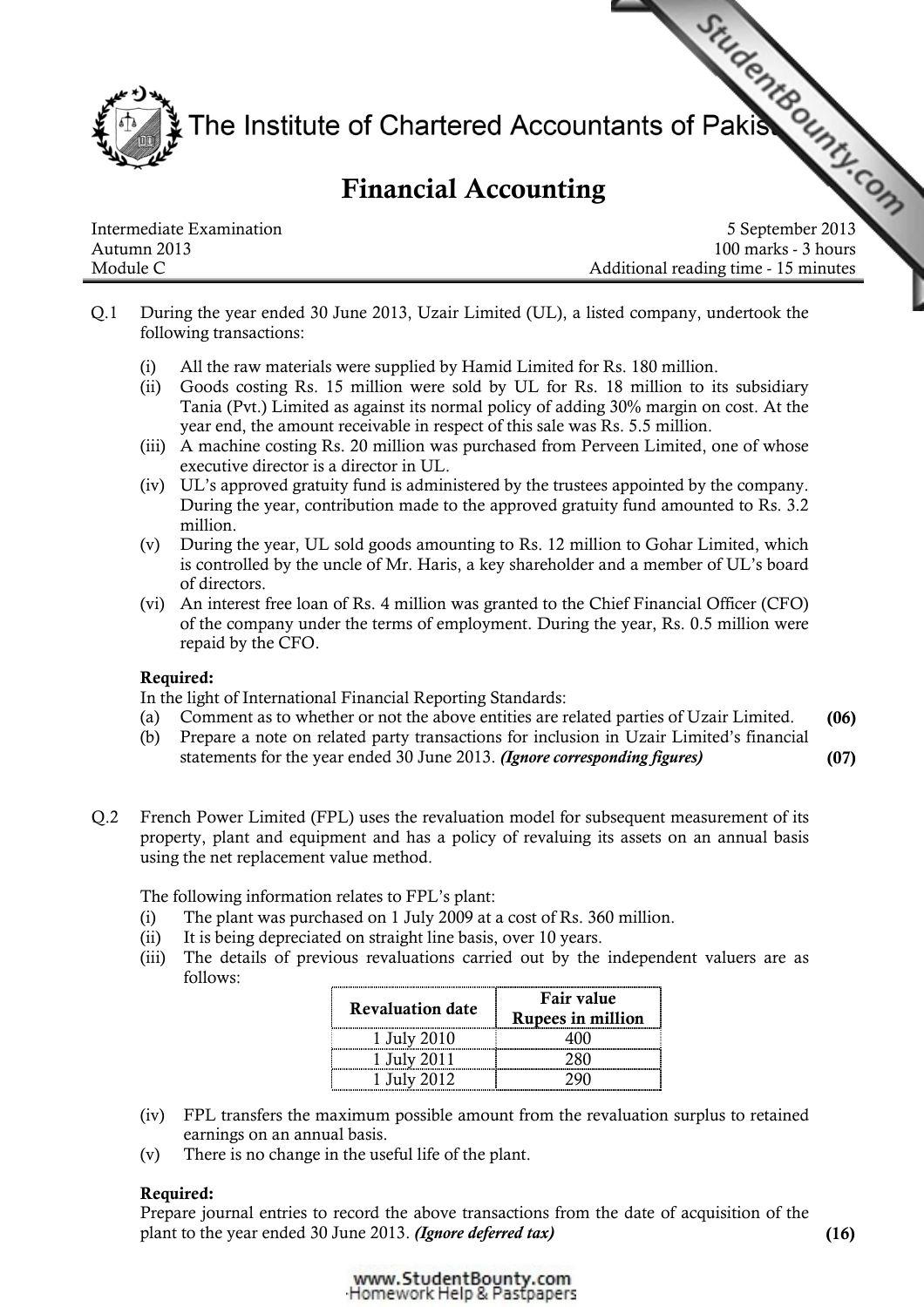# The Institute of Chartered Accountants of Pakistan

## Financial Accounting

| | |
|---|---|
| Intermediate Examination | 5 September 2013 |
| Autumn 2013 | 100 marks - 3 hours |
| Module C | Additional reading time - 15 minutes |

Q.1 During the year ended 30 June 2013, Uzair Limited (UL), a listed company, undertook the following transactions:

- (i) All the raw materials were supplied by Hamid Limited for Rs. 180 million.
- (ii) Goods costing Rs. 15 million were sold by UL for Rs. 18 million to its subsidiary Tania (Pvt.) Limited as against its normal policy of adding 30% margin on cost. At the year end, the amount receivable in respect of this sale was Rs. 5.5 million.
- (iii) A machine costing Rs. 20 million was purchased from Perveen Limited, one of whose executive director is a director in UL.
- (iv) UL's approved gratuity fund is administered by the trustees appointed by the company. During the year, contribution made to the approved gratuity fund amounted to Rs. 3.2 million.
- (v) During the year, UL sold goods amounting to Rs. 12 million to Gohar Limited, which is controlled by the uncle of Mr. Haris, a key shareholder and a member of UL's board of directors.
- (vi) An interest free loan of Rs. 4 million was granted to the Chief Financial Officer (CFO) of the company under the terms of employment. During the year, Rs. 0.5 million were repaid by the CFO.

**Required:**

In the light of International Financial Reporting Standards:

(a) Comment as to whether or not the above entities are related parties of Uzair Limited. **(06)**

(b) Prepare a note on related party transactions for inclusion in Uzair Limited's financial statements for the year ended 30 June 2013. ***(Ignore corresponding figures)*** **(07)**

Q.2 French Power Limited (FPL) uses the revaluation model for subsequent measurement of its property, plant and equipment and has a policy of revaluing its assets on an annual basis using the net replacement value method.

The following information relates to FPL's plant:

- (i) The plant was purchased on 1 July 2009 at a cost of Rs. 360 million.
- (ii) It is being depreciated on straight line basis, over 10 years.
- (iii) The details of previous revaluations carried out by the independent valuers are as follows:

| Revaluation date | Fair value Rupees in million |
|---|---|
| 1 July 2010 | 400 |
| 1 July 2011 | 280 |
| 1 July 2012 | 290 |

- (iv) FPL transfers the maximum possible amount from the revaluation surplus to retained earnings on an annual basis.
- (v) There is no change in the useful life of the plant.

**Required:**

Prepare journal entries to record the above transactions from the date of acquisition of the plant to the year ended 30 June 2013. ***(Ignore deferred tax)*** **(16)**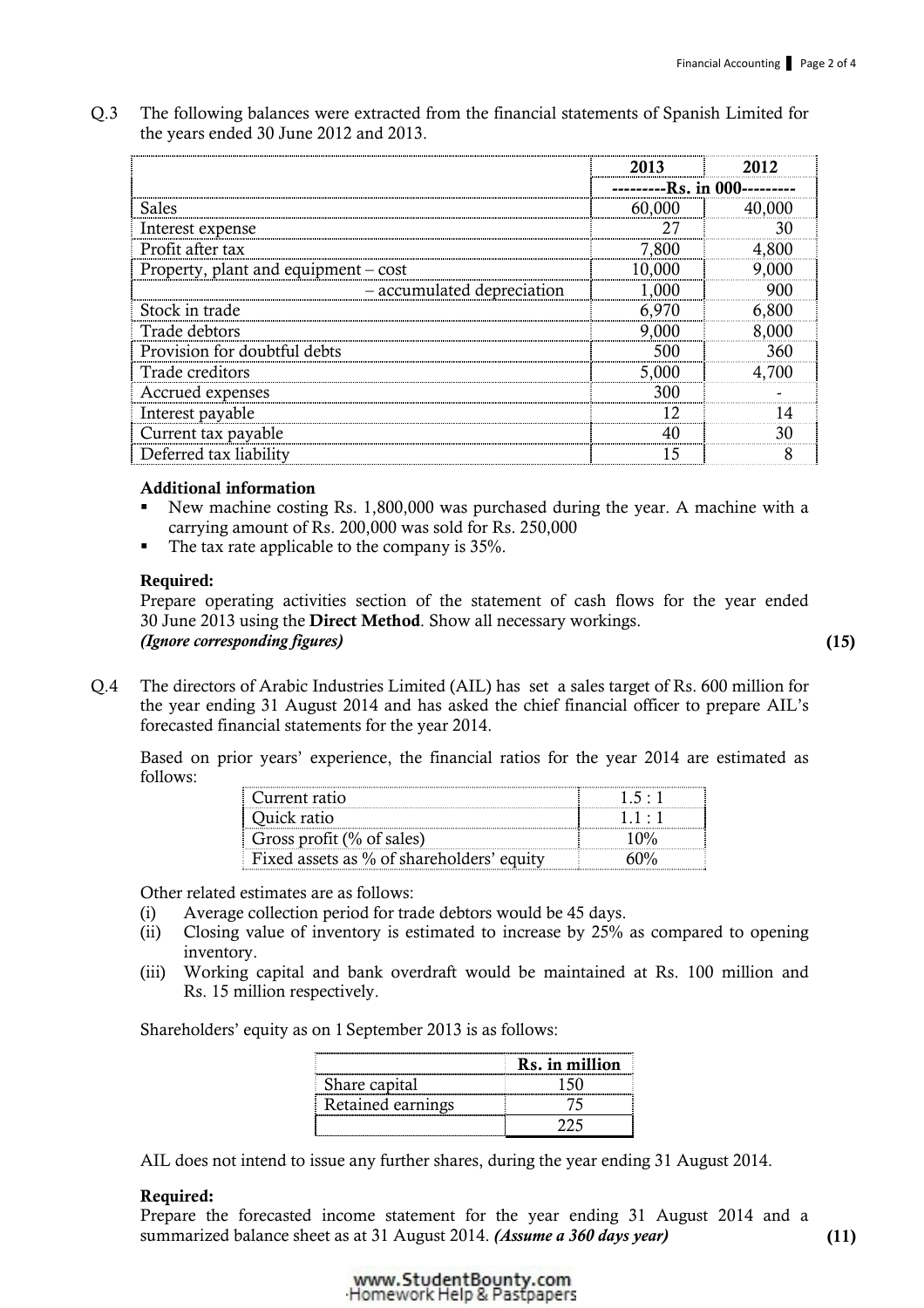Q.3 The following balances were extracted from the financial statements of Spanish Limited for the years ended 30 June 2012 and 2013.

| | 2013 | 2012 |
|---|---|---|
| | ---------Rs. in 000--------- | |
| Sales | 60,000 | 40,000 |
| Interest expense | 27 | 30 |
| Profit after tax | 7,800 | 4,800 |
| Property, plant and equipment – cost | 10,000 | 9,000 |
| – accumulated depreciation | 1,000 | 900 |
| Stock in trade | 6,970 | 6,800 |
| Trade debtors | 9,000 | 8,000 |
| Provision for doubtful debts | 500 | 360 |
| Trade creditors | 5,000 | 4,700 |
| Accrued expenses | 300 | - |
| Interest payable | 12 | 14 |
| Current tax payable | 40 | 30 |
| Deferred tax liability | 15 | 8 |

**Additional information**

- New machine costing Rs. 1,800,000 was purchased during the year. A machine with a carrying amount of Rs. 200,000 was sold for Rs. 250,000
- The tax rate applicable to the company is 35%.

**Required:**

Prepare operating activities section of the statement of cash flows for the year ended 30 June 2013 using the **Direct Method**. Show all necessary workings.
***(Ignore corresponding figures)*** **(15)**

Q.4 The directors of Arabic Industries Limited (AIL) has set a sales target of Rs. 600 million for the year ending 31 August 2014 and has asked the chief financial officer to prepare AIL's forecasted financial statements for the year 2014.

Based on prior years' experience, the financial ratios for the year 2014 are estimated as follows:

| | |
|---|---|
| Current ratio | 1.5 : 1 |
| Quick ratio | 1.1 : 1 |
| Gross profit (% of sales) | 10% |
| Fixed assets as % of shareholders' equity | 60% |

Other related estimates are as follows:

(i) Average collection period for trade debtors would be 45 days.
(ii) Closing value of inventory is estimated to increase by 25% as compared to opening inventory.
(iii) Working capital and bank overdraft would be maintained at Rs. 100 million and Rs. 15 million respectively.

Shareholders' equity as on 1 September 2013 is as follows:

| | Rs. in million |
|---|---|
| Share capital | 150 |
| Retained earnings | 75 |
| | 225 |

AIL does not intend to issue any further shares, during the year ending 31 August 2014.

**Required:**

Prepare the forecasted income statement for the year ending 31 August 2014 and a summarized balance sheet as at 31 August 2014. ***(Assume a 360 days year)*** **(11)**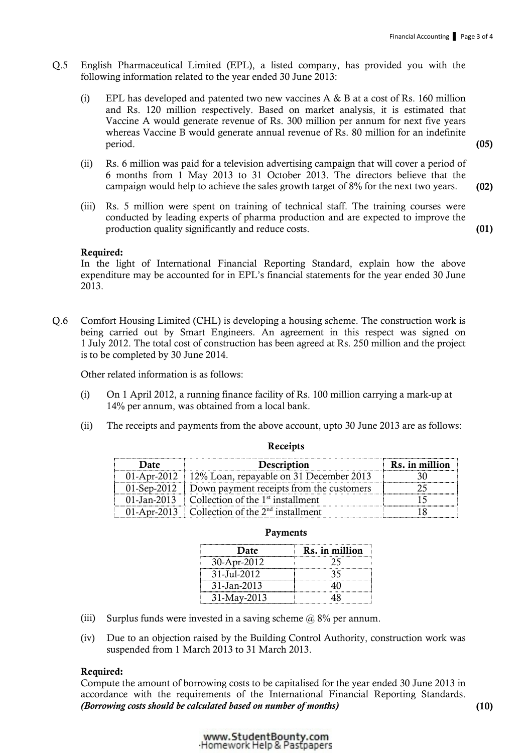Q.5 English Pharmaceutical Limited (EPL), a listed company, has provided you with the following information related to the year ended 30 June 2013:

(i) EPL has developed and patented two new vaccines A & B at a cost of Rs. 160 million and Rs. 120 million respectively. Based on market analysis, it is estimated that Vaccine A would generate revenue of Rs. 300 million per annum for next five years whereas Vaccine B would generate annual revenue of Rs. 80 million for an indefinite period. **(05)**

(ii) Rs. 6 million was paid for a television advertising campaign that will cover a period of 6 months from 1 May 2013 to 31 October 2013. The directors believe that the campaign would help to achieve the sales growth target of 8% for the next two years. **(02)**

(iii) Rs. 5 million were spent on training of technical staff. The training courses were conducted by leading experts of pharma production and are expected to improve the production quality significantly and reduce costs. **(01)**

**Required:**
In the light of International Financial Reporting Standard, explain how the above expenditure may be accounted for in EPL's financial statements for the year ended 30 June 2013.

Q.6 Comfort Housing Limited (CHL) is developing a housing scheme. The construction work is being carried out by Smart Engineers. An agreement in this respect was signed on 1 July 2012. The total cost of construction has been agreed at Rs. 250 million and the project is to be completed by 30 June 2014.

Other related information is as follows:

(i) On 1 April 2012, a running finance facility of Rs. 100 million carrying a mark-up at 14% per annum, was obtained from a local bank.

(ii) The receipts and payments from the above account, upto 30 June 2013 are as follows:

**Receipts**

| Date | Description | Rs. in million |
|---|---|---|
| 01-Apr-2012 | 12% Loan, repayable on 31 December 2013 | 30 |
| 01-Sep-2012 | Down payment receipts from the customers | 25 |
| 01-Jan-2013 | Collection of the 1st installment | 15 |
| 01-Apr-2013 | Collection of the 2nd installment | 18 |

**Payments**

| Date | Rs. in million |
|---|---|
| 30-Apr-2012 | 25 |
| 31-Jul-2012 | 35 |
| 31-Jan-2013 | 40 |
| 31-May-2013 | 48 |

(iii) Surplus funds were invested in a saving scheme @ 8% per annum.

(iv) Due to an objection raised by the Building Control Authority, construction work was suspended from 1 March 2013 to 31 March 2013.

**Required:**
Compute the amount of borrowing costs to be capitalised for the year ended 30 June 2013 in accordance with the requirements of the International Financial Reporting Standards. ***(Borrowing costs should be calculated based on number of months)*** **(10)**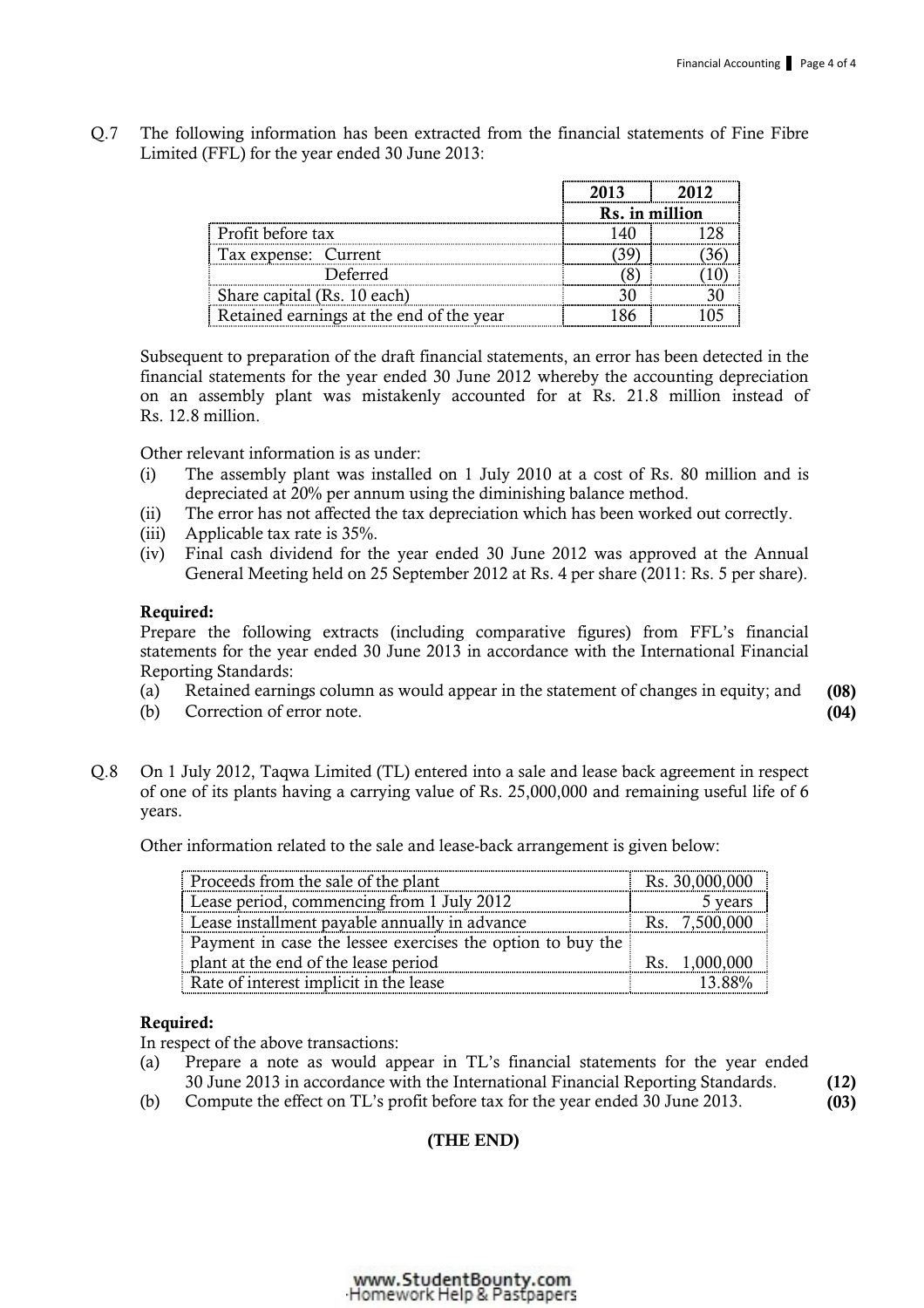Q.7 The following information has been extracted from the financial statements of Fine Fibre Limited (FFL) for the year ended 30 June 2013:

| | 2013 | 2012 |
|---|---|---|
| | Rs. in million | |
| Profit before tax | 140 | 128 |
| Tax expense: Current | (39) | (36) |
| Deferred | (8) | (10) |
| Share capital (Rs. 10 each) | 30 | 30 |
| Retained earnings at the end of the year | 186 | 105 |

Subsequent to preparation of the draft financial statements, an error has been detected in the financial statements for the year ended 30 June 2012 whereby the accounting depreciation on an assembly plant was mistakenly accounted for at Rs. 21.8 million instead of Rs. 12.8 million.

Other relevant information is as under:

(i) The assembly plant was installed on 1 July 2010 at a cost of Rs. 80 million and is depreciated at 20% per annum using the diminishing balance method.

(ii) The error has not affected the tax depreciation which has been worked out correctly.

(iii) Applicable tax rate is 35%.

(iv) Final cash dividend for the year ended 30 June 2012 was approved at the Annual General Meeting held on 25 September 2012 at Rs. 4 per share (2011: Rs. 5 per share).

**Required:**

Prepare the following extracts (including comparative figures) from FFL's financial statements for the year ended 30 June 2013 in accordance with the International Financial Reporting Standards:

(a) Retained earnings column as would appear in the statement of changes in equity; and **(08)**

(b) Correction of error note. **(04)**

Q.8 On 1 July 2012, Taqwa Limited (TL) entered into a sale and lease back agreement in respect of one of its plants having a carrying value of Rs. 25,000,000 and remaining useful life of 6 years.

Other information related to the sale and lease-back arrangement is given below:

| | |
|---|---|
| Proceeds from the sale of the plant | Rs. 30,000,000 |
| Lease period, commencing from 1 July 2012 | 5 years |
| Lease installment payable annually in advance | Rs. 7,500,000 |
| Payment in case the lessee exercises the option to buy the plant at the end of the lease period | Rs. 1,000,000 |
| Rate of interest implicit in the lease | 13.88% |

**Required:**

In respect of the above transactions:

(a) Prepare a note as would appear in TL's financial statements for the year ended 30 June 2013 in accordance with the International Financial Reporting Standards. **(12)**

(b) Compute the effect on TL's profit before tax for the year ended 30 June 2013. **(03)**

**(THE END)**